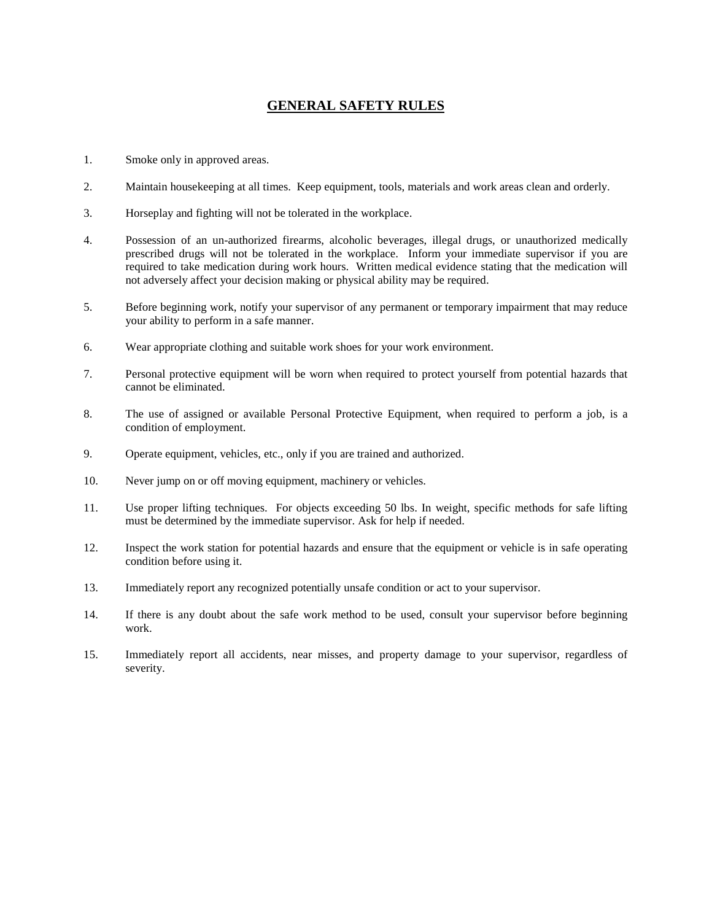# GENERAL SAFETY RULES

1. Smoke only in approved areas.

2. Maintain housekeeping at all times. Keep equipment, tools, materials and work areas clean and orderly.

3. Horseplay and fighting will not be tolerated in the workplace.

4. Possession of an un-authorized firearms, alcoholic beverages, illegal drugs, or unauthorized medically prescribed drugs will not be tolerated in the workplace. Inform your immediate supervisor if you are required to take medication during work hours. Written medical evidence stating that the medication will not adversely affect your decision making or physical ability may be required.

5. Before beginning work, notify your supervisor of any permanent or temporary impairment that may reduce your ability to perform in a safe manner.

6. Wear appropriate clothing and suitable work shoes for your work environment.

7. Personal protective equipment will be worn when required to protect yourself from potential hazards that cannot be eliminated.

8. The use of assigned or available Personal Protective Equipment, when required to perform a job, is a condition of employment.

9. Operate equipment, vehicles, etc., only if you are trained and authorized.

10. Never jump on or off moving equipment, machinery or vehicles.

11. Use proper lifting techniques. For objects exceeding 50 lbs. In weight, specific methods for safe lifting must be determined by the immediate supervisor. Ask for help if needed.

12. Inspect the work station for potential hazards and ensure that the equipment or vehicle is in safe operating condition before using it.

13. Immediately report any recognized potentially unsafe condition or act to your supervisor.

14. If there is any doubt about the safe work method to be used, consult your supervisor before beginning work.

15. Immediately report all accidents, near misses, and property damage to your supervisor, regardless of severity.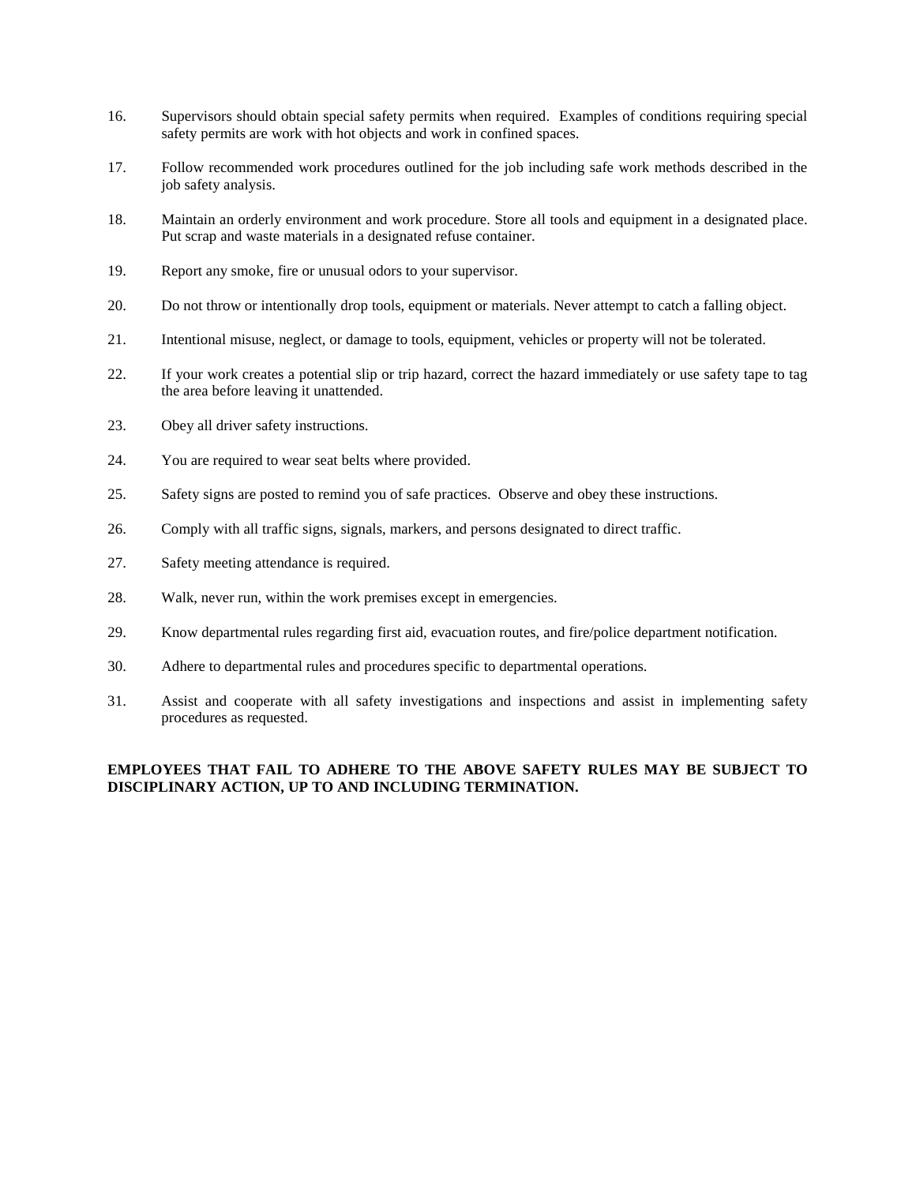16. Supervisors should obtain special safety permits when required. Examples of conditions requiring special safety permits are work with hot objects and work in confined spaces.

17. Follow recommended work procedures outlined for the job including safe work methods described in the job safety analysis.

18. Maintain an orderly environment and work procedure. Store all tools and equipment in a designated place. Put scrap and waste materials in a designated refuse container.

19. Report any smoke, fire or unusual odors to your supervisor.

20. Do not throw or intentionally drop tools, equipment or materials. Never attempt to catch a falling object.

21. Intentional misuse, neglect, or damage to tools, equipment, vehicles or property will not be tolerated.

22. If your work creates a potential slip or trip hazard, correct the hazard immediately or use safety tape to tag the area before leaving it unattended.

23. Obey all driver safety instructions.

24. You are required to wear seat belts where provided.

25. Safety signs are posted to remind you of safe practices. Observe and obey these instructions.

26. Comply with all traffic signs, signals, markers, and persons designated to direct traffic.

27. Safety meeting attendance is required.

28. Walk, never run, within the work premises except in emergencies.

29. Know departmental rules regarding first aid, evacuation routes, and fire/police department notification.

30. Adhere to departmental rules and procedures specific to departmental operations.

31. Assist and cooperate with all safety investigations and inspections and assist in implementing safety procedures as requested.

**EMPLOYEES THAT FAIL TO ADHERE TO THE ABOVE SAFETY RULES MAY BE SUBJECT TO DISCIPLINARY ACTION, UP TO AND INCLUDING TERMINATION.**